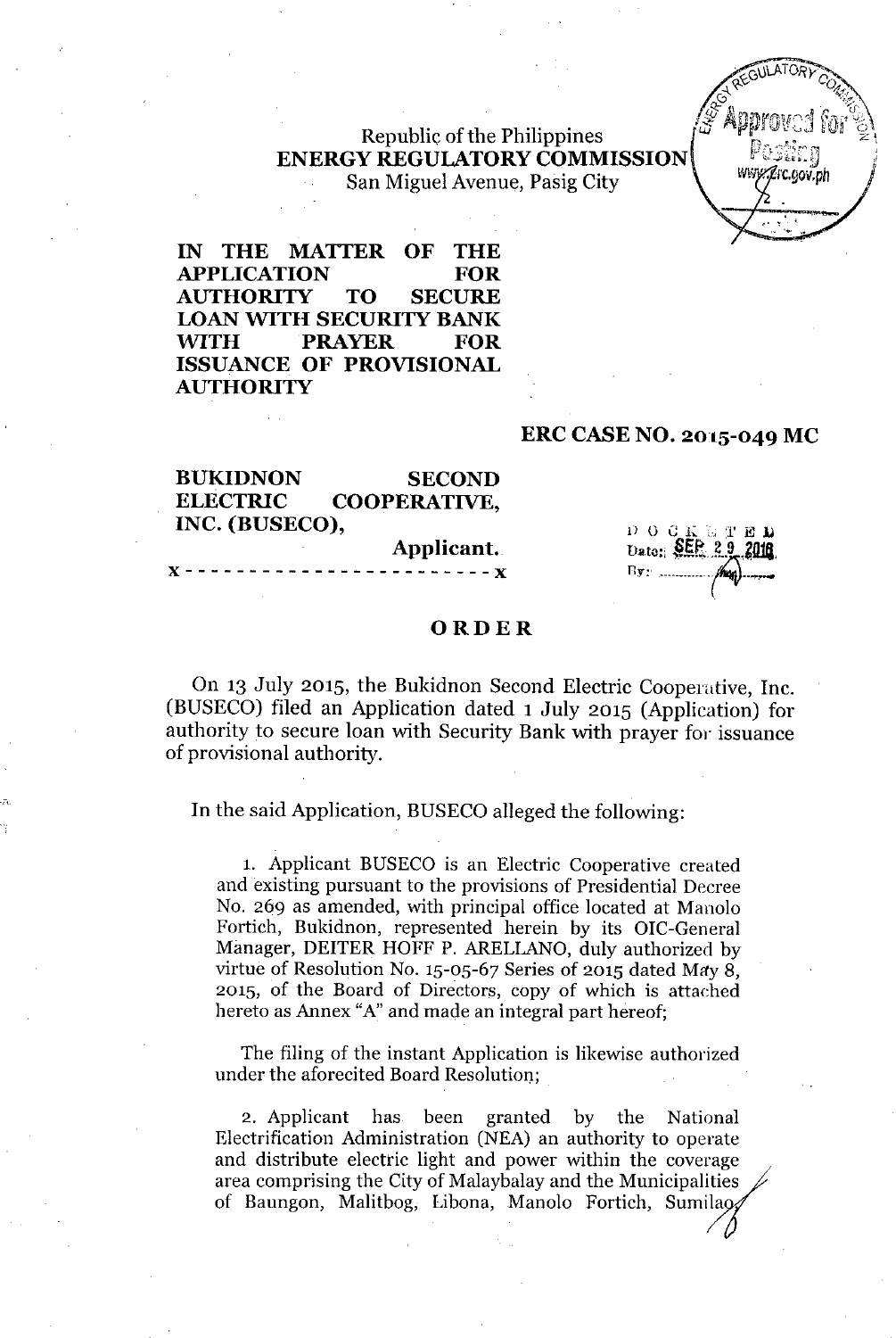Republic of the Philippines
**ENERGY REGULATORY COMMISSION**
San Miguel Avenue, Pasig City

**IN THE MATTER OF THE APPLICATION FOR AUTHORITY TO SECURE LOAN WITH SECURITY BANK WITH PRAYER FOR ISSUANCE OF PROVISIONAL AUTHORITY**

**ERC CASE NO. 2015-049 MC**

**BUKIDNON SECOND ELECTRIC COOPERATIVE, INC. (BUSECO),**
**Applicant.**
x - - - - - - - - - - - - - - - - - - - - - - - - x

DOCKETED
Date: SEP 29 2016
By: ________

## ORDER

On 13 July 2015, the Bukidnon Second Electric Cooperative, Inc. (BUSECO) filed an Application dated 1 July 2015 (Application) for authority to secure loan with Security Bank with prayer for issuance of provisional authority.

In the said Application, BUSECO alleged the following:

> 1. Applicant BUSECO is an Electric Cooperative created and existing pursuant to the provisions of Presidential Decree No. 269 as amended, with principal office located at Manolo Fortich, Bukidnon, represented herein by its OIC-General Manager, DEITER HOFF P. ARELLANO, duly authorized by virtue of Resolution No. 15-05-67 Series of 2015 dated May 8, 2015, of the Board of Directors, copy of which is attached hereto as Annex "A" and made an integral part hereof;
>
> The filing of the instant Application is likewise authorized under the aforecited Board Resolution;
>
> 2. Applicant has been granted by the National Electrification Administration (NEA) an authority to operate and distribute electric light and power within the coverage area comprising the City of Malaybalay and the Municipalities of Baungon, Malitbog, Libona, Manolo Fortich, Sumilao,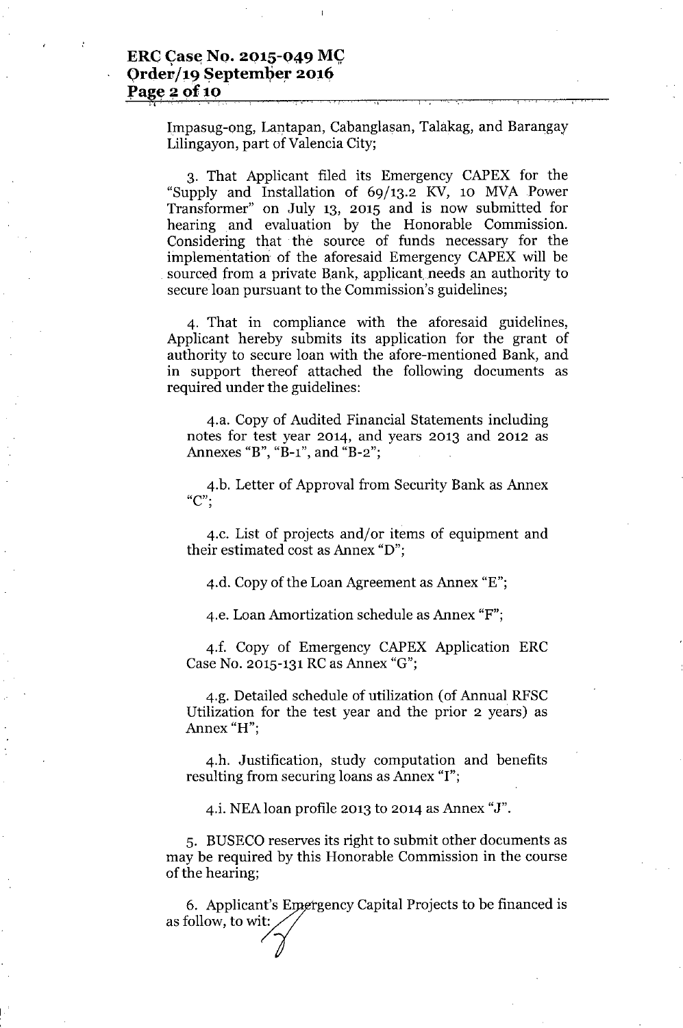Impasug-ong, Lantapan, Cabanglasan, Talakag, and Barangay Lilingayon, part of Valencia City;

3. That Applicant filed its Emergency CAPEX for the "Supply and Installation of 69/13.2 KV, 10 MVA Power Transformer" on July 13, 2015 and is now submitted for hearing and evaluation by the Honorable Commission. Considering that the source of funds necessary for the implementation of the aforesaid Emergency CAPEX will be sourced from a private Bank, applicant needs an authority to secure loan pursuant to the Commission's guidelines;

4. That in compliance with the aforesaid guidelines, Applicant hereby submits its application for the grant of authority to secure loan with the afore-mentioned Bank, and in support thereof attached the following documents as required under the guidelines:

4.a. Copy of Audited Financial Statements including notes for test year 2014, and years 2013 and 2012 as Annexes "B", "B-1", and "B-2";

4.b. Letter of Approval from Security Bank as Annex "C";

4.c. List of projects and/or items of equipment and their estimated cost as Annex "D";

4.d. Copy of the Loan Agreement as Annex "E";

4.e. Loan Amortization schedule as Annex "F";

4.f. Copy of Emergency CAPEX Application ERC Case No. 2015-131 RC as Annex "G";

4.g. Detailed schedule of utilization (of Annual RFSC Utilization for the test year and the prior 2 years) as Annex "H";

4.h. Justification, study computation and benefits resulting from securing loans as Annex "I";

4.i. NEA loan profile 2013 to 2014 as Annex "J".

5. BUSECO reserves its right to submit other documents as may be required by this Honorable Commission in the course of the hearing;

6. Applicant's Emergency Capital Projects to be financed is as follow, to wit: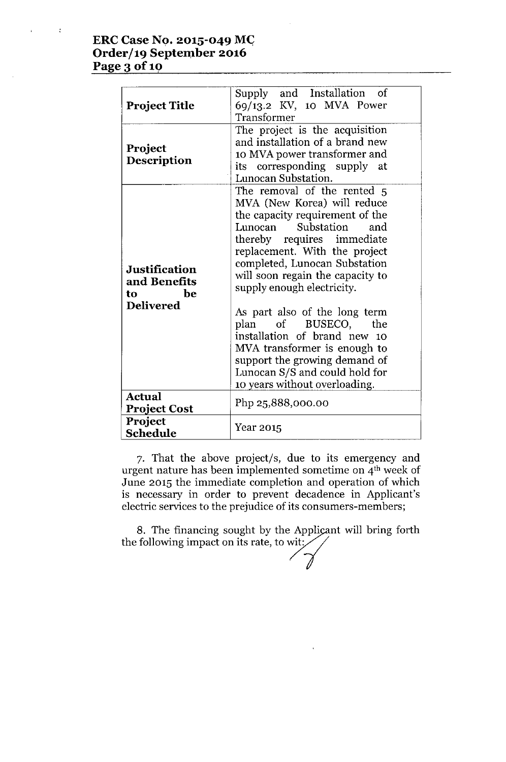| **Project Title** | Supply and Installation of 69/13.2 KV, 10 MVA Power Transformer |
|---|---|
| **Project Description** | The project is the acquisition and installation of a brand new 10 MVA power transformer and its corresponding supply at Lunocan Substation. |
| **Justification and Benefits to be Delivered** | The removal of the rented 5 MVA (New Korea) will reduce the capacity requirement of the Lunocan Substation and thereby requires immediate replacement. With the project completed, Lunocan Substation will soon regain the capacity to supply enough electricity.<br><br>As part also of the long term plan of BUSECO, the installation of brand new 10 MVA transformer is enough to support the growing demand of Lunocan S/S and could hold for 10 years without overloading. |
| **Actual Project Cost** | Php 25,888,000.00 |
| **Project Schedule** | Year 2015 |

7. That the above project/s, due to its emergency and urgent nature has been implemented sometime on 4th week of June 2015 the immediate completion and operation of which is necessary in order to prevent decadence in Applicant's electric services to the prejudice of its consumers-members;

8. The financing sought by the Applicant will bring forth the following impact on its rate, to wit: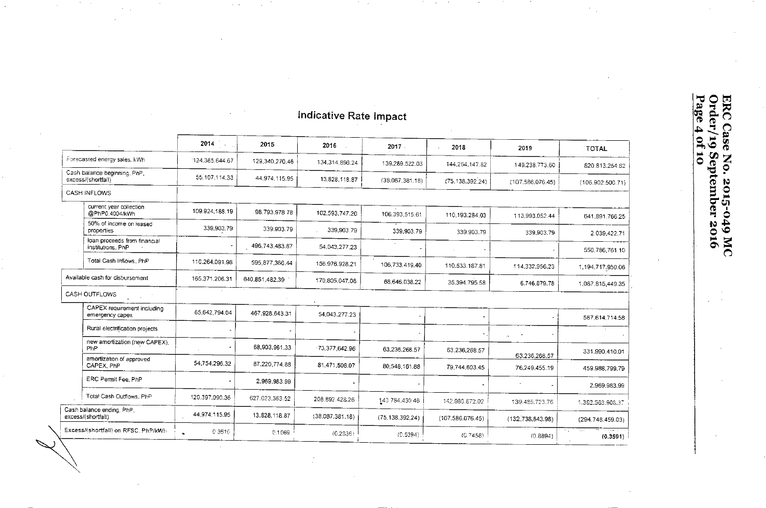## Indicative Rate Impact

| | 2014 | 2015 | 2016 | 2017 | 2018 | 2019 | TOTAL |
|---|---|---|---|---|---|---|---|
| Forecasted energy sales, kWh | 124,365,644.67 | 129,340,270.46 | 134,314,896.24 | 139,289,522.03 | 144,264,147.82 | 149,238,773.60 | 820,813,254.82 |
| Cash balance beginning, PhP, excess/(shortfall) | 55,107,114.33 | 44,974,115.95 | 13,828,118.87 | (38,087,381.18) | (75,138,392.24) | (107,586,076.45) | (106,902,500.71) |
| CASH INFLOWS | | | | | | | |
| current year collection @PhP0.4004/kWh | 109,924,188.19 | 98,793,978.78 | 102,593,747.20 | 106,393,515.61 | 110,193,284.03 | 113,993,052.44 | 641,891,766.25 |
| 50% of income on leased properties | 339,903.79 | 339,903.79 | 339,903.79 | 339,903.79 | 339,903.79 | 339,903.79 | 2,039,422.71 |
| loan proceeds from financial institutions, PhP | - | 496,743,483.87 | 54,043,277.23 | - | - | - | 550,786,761.10 |
| Total Cash Inflows, PhP | 110,264,091.98 | 595,877,366.44 | 156,976,928.21 | 106,733,419.40 | 110,533,187.81 | 114,332,956.23 | 1,194,717,950.06 |
| Available cash for disbursement | 165,371,206.31 | 640,851,482.39 | 170,805,047.08 | 68,646,038.22 | 35,394,795.58 | 6,746,879.78 | 1,087,815,449.35 |
| CASH OUTFLOWS | | | | | | | |
| CAPEX requirement including emergency capex | 65,642,794.04 | 467,928,643.31 | 54,043,277.23 | - | - | - | 587,614,714.58 |
| Rural electrification projects | - | - | - | - | - | - | - |
| new amortization (new CAPEX), PhP | - | 68,903,961.33 | 73,377,642.96 | 63,236,268.57 | 63,236,268.57 | 63,236,268.57 | 331,990,410.01 |
| amortization of approved CAPEX, PhP | 54,754,296.32 | 87,220,774.88 | 81,471,508.07 | 80,548,161.88 | 79,744,603.45 | 76,249,455.19 | 459,988,799.79 |
| ERC Permit Fee, PhP | - | 2,969,983.99 | - | - | - | - | 2,969,983.99 |
| Total Cash Outflows, PhP | 120,397,090.36 | 627,023,363.52 | 208,892,428.26 | 143,784,430.46 | 142,980,872.02 | 139,485,723.76 | 1,382,563,908.37 |
| Cash balance ending, PhP, excess/(shortfall) | 44,974,115.95 | 13,828,118.87 | (38,087,381.18) | (75,138,392.24) | (107,586,076.45) | (132,738,843.98) | (294,748,459.03) |
| Excess/(shortfall) on RFSC, PhP/kWh | 0.3616 | 0.1069 | (0.2836) | (0.5394) | (0.7458) | (0.8894) | **(0.3591)** |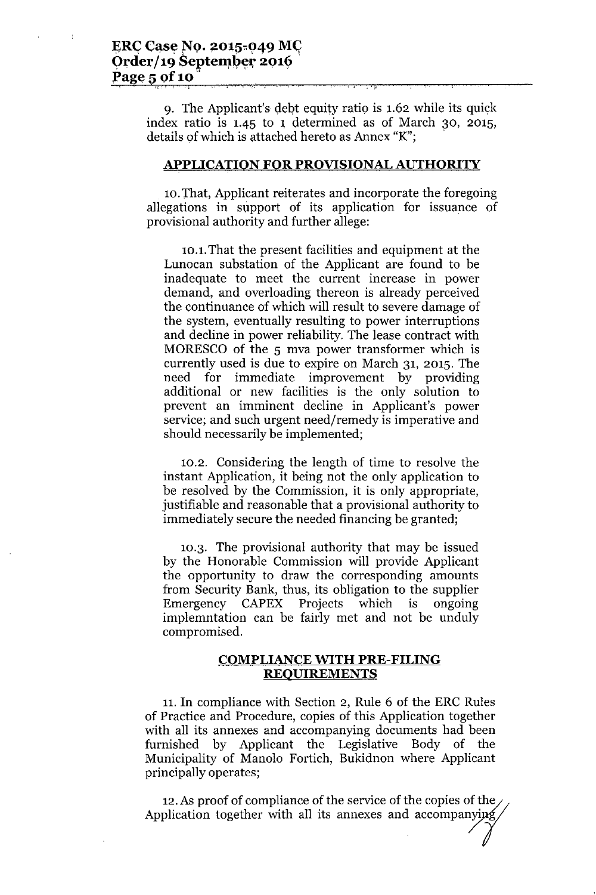9. The Applicant's debt equity ratio is 1.62 while its quick index ratio is 1.45 to 1 determined as of March 30, 2015, details of which is attached hereto as Annex "K";

## APPLICATION FOR PROVISIONAL AUTHORITY

10. That, Applicant reiterates and incorporate the foregoing allegations in support of its application for issuance of provisional authority and further allege:

10.1. That the present facilities and equipment at the Lunocan substation of the Applicant are found to be inadequate to meet the current increase in power demand, and overloading thereon is already perceived the continuance of which will result to severe damage of the system, eventually resulting to power interruptions and decline in power reliability. The lease contract with MORESCO of the 5 mva power transformer which is currently used is due to expire on March 31, 2015. The need for immediate improvement by providing additional or new facilities is the only solution to prevent an imminent decline in Applicant's power service; and such urgent need/remedy is imperative and should necessarily be implemented;

10.2. Considering the length of time to resolve the instant Application, it being not the only application to be resolved by the Commission, it is only appropriate, justifiable and reasonable that a provisional authority to immediately secure the needed financing be granted;

10.3. The provisional authority that may be issued by the Honorable Commission will provide Applicant the opportunity to draw the corresponding amounts from Security Bank, thus, its obligation to the supplier Emergency CAPEX Projects which is ongoing implemntation can be fairly met and not be unduly compromised.

## COMPLIANCE WITH PRE-FILING REQUIREMENTS

11. In compliance with Section 2, Rule 6 of the ERC Rules of Practice and Procedure, copies of this Application together with all its annexes and accompanying documents had been furnished by Applicant the Legislative Body of the Municipality of Manolo Fortich, Bukidnon where Applicant principally operates;

12. As proof of compliance of the service of the copies of the Application together with all its annexes and accompanying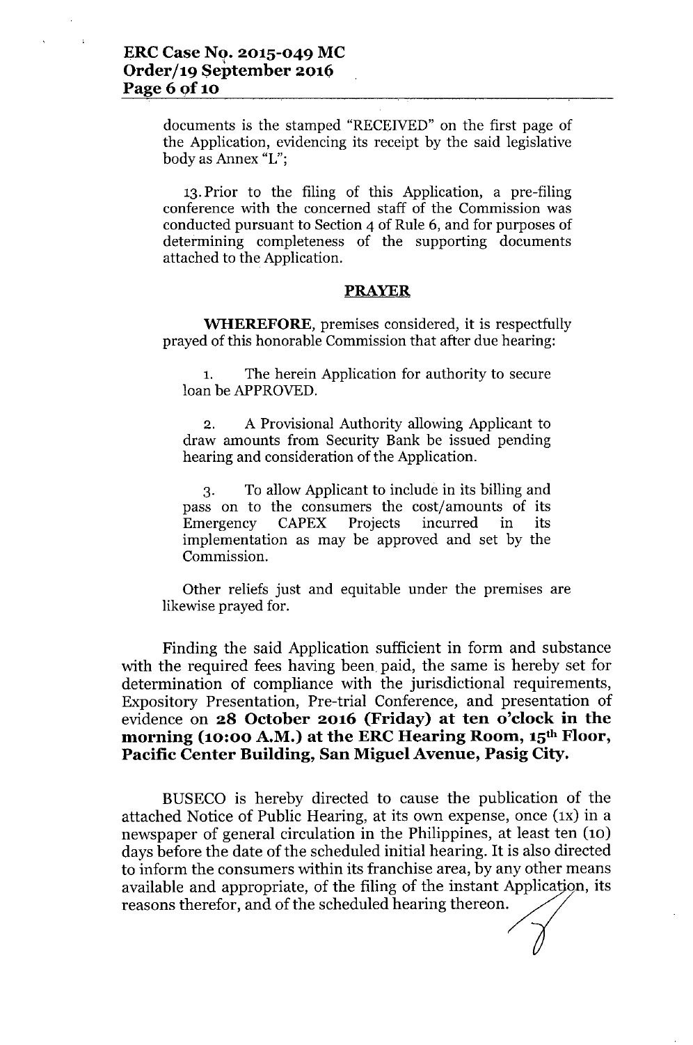documents is the stamped "RECEIVED" on the first page of the Application, evidencing its receipt by the said legislative body as Annex "L";

13. Prior to the filing of this Application, a pre-filing conference with the concerned staff of the Commission was conducted pursuant to Section 4 of Rule 6, and for purposes of determining completeness of the supporting documents attached to the Application.

## PRAYER

**WHEREFORE**, premises considered, it is respectfully prayed of this honorable Commission that after due hearing:

1. The herein Application for authority to secure loan be APPROVED.

2. A Provisional Authority allowing Applicant to draw amounts from Security Bank be issued pending hearing and consideration of the Application.

3. To allow Applicant to include in its billing and pass on to the consumers the cost/amounts of its Emergency CAPEX Projects incurred in its implementation as may be approved and set by the Commission.

Other reliefs just and equitable under the premises are likewise prayed for.

Finding the said Application sufficient in form and substance with the required fees having been paid, the same is hereby set for determination of compliance with the jurisdictional requirements, Expository Presentation, Pre-trial Conference, and presentation of evidence on **28 October 2016 (Friday) at ten o'clock in the morning (10:00 A.M.) at the ERC Hearing Room, 15th Floor, Pacific Center Building, San Miguel Avenue, Pasig City.**

BUSECO is hereby directed to cause the publication of the attached Notice of Public Hearing, at its own expense, once (1x) in a newspaper of general circulation in the Philippines, at least ten (10) days before the date of the scheduled initial hearing. It is also directed to inform the consumers within its franchise area, by any other means available and appropriate, of the filing of the instant Application, its reasons therefor, and of the scheduled hearing thereon.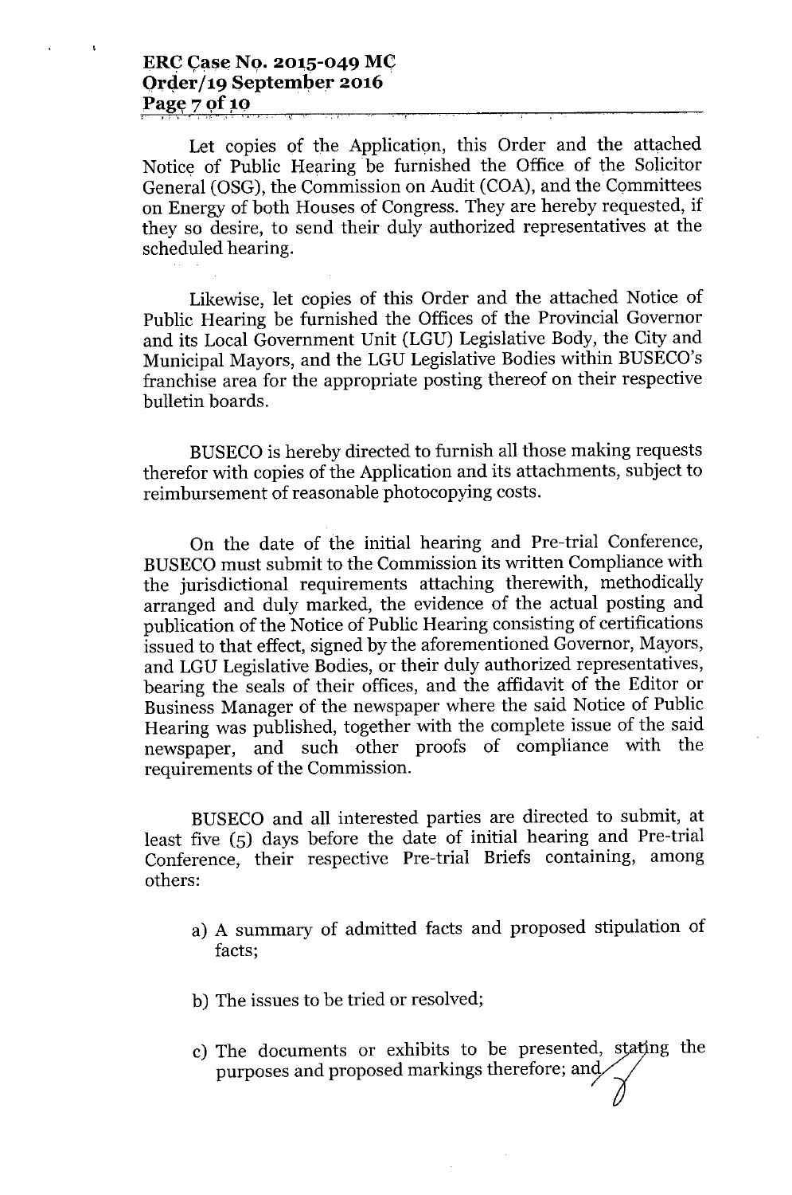Let copies of the Application, this Order and the attached Notice of Public Hearing be furnished the Office of the Solicitor General (OSG), the Commission on Audit (COA), and the Committees on Energy of both Houses of Congress. They are hereby requested, if they so desire, to send their duly authorized representatives at the scheduled hearing.

Likewise, let copies of this Order and the attached Notice of Public Hearing be furnished the Offices of the Provincial Governor and its Local Government Unit (LGU) Legislative Body, the City and Municipal Mayors, and the LGU Legislative Bodies within BUSECO's franchise area for the appropriate posting thereof on their respective bulletin boards.

BUSECO is hereby directed to furnish all those making requests therefor with copies of the Application and its attachments, subject to reimbursement of reasonable photocopying costs.

On the date of the initial hearing and Pre-trial Conference, BUSECO must submit to the Commission its written Compliance with the jurisdictional requirements attaching therewith, methodically arranged and duly marked, the evidence of the actual posting and publication of the Notice of Public Hearing consisting of certifications issued to that effect, signed by the aforementioned Governor, Mayors, and LGU Legislative Bodies, or their duly authorized representatives, bearing the seals of their offices, and the affidavit of the Editor or Business Manager of the newspaper where the said Notice of Public Hearing was published, together with the complete issue of the said newspaper, and such other proofs of compliance with the requirements of the Commission.

BUSECO and all interested parties are directed to submit, at least five (5) days before the date of initial hearing and Pre-trial Conference, their respective Pre-trial Briefs containing, among others:

a) A summary of admitted facts and proposed stipulation of facts;

b) The issues to be tried or resolved;

c) The documents or exhibits to be presented, stating the purposes and proposed markings therefore; and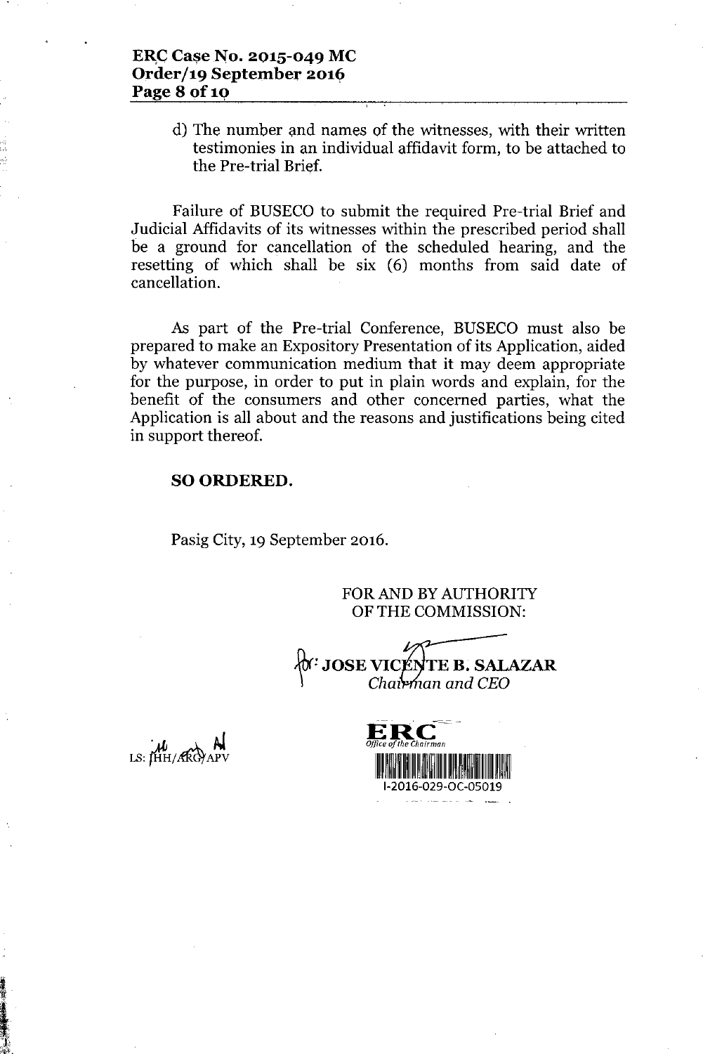d) The number and names of the witnesses, with their written testimonies in an individual affidavit form, to be attached to the Pre-trial Brief.

Failure of BUSECO to submit the required Pre-trial Brief and Judicial Affidavits of its witnesses within the prescribed period shall be a ground for cancellation of the scheduled hearing, and the resetting of which shall be six (6) months from said date of cancellation.

As part of the Pre-trial Conference, BUSECO must also be prepared to make an Expository Presentation of its Application, aided by whatever communication medium that it may deem appropriate for the purpose, in order to put in plain words and explain, for the benefit of the consumers and other concerned parties, what the Application is all about and the reasons and justifications being cited in support thereof.

**SO ORDERED.**

Pasig City, 19 September 2016.

FOR AND BY AUTHORITY
OF THE COMMISSION:

**JOSE VICENTE B. SALAZAR**
*Chairman and CEO*

LS: JHH/ARG/APV

ERC
*Office of the Chairman*
I-2016-029-OC-05019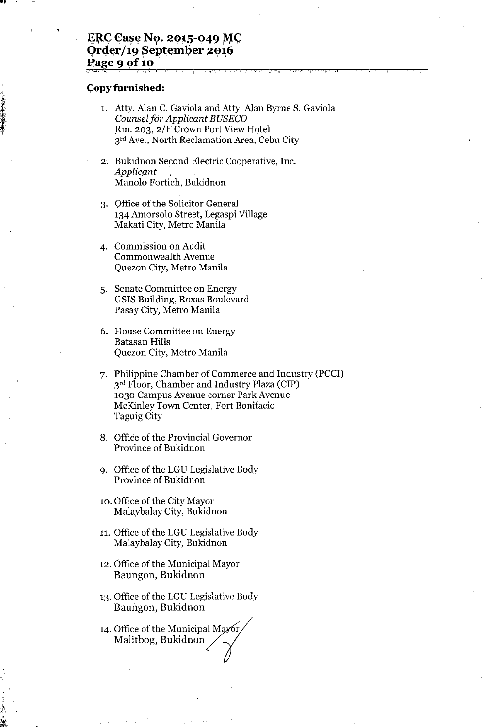**Copy furnished:**

1. Atty. Alan C. Gaviola and Atty. Alan Byrne S. Gaviola
   *Counsel for Applicant BUSECO*
   Rm. 203, 2/F Crown Port View Hotel
   3rd Ave., North Reclamation Area, Cebu City

2. Bukidnon Second Electric Cooperative, Inc.
   *Applicant*
   Manolo Fortich, Bukidnon

3. Office of the Solicitor General
   134 Amorsolo Street, Legaspi Village
   Makati City, Metro Manila

4. Commission on Audit
   Commonwealth Avenue
   Quezon City, Metro Manila

5. Senate Committee on Energy
   GSIS Building, Roxas Boulevard
   Pasay City, Metro Manila

6. House Committee on Energy
   Batasan Hills
   Quezon City, Metro Manila

7. Philippine Chamber of Commerce and Industry (PCCI)
   3rd Floor, Chamber and Industry Plaza (CIP)
   1030 Campus Avenue corner Park Avenue
   McKinley Town Center, Fort Bonifacio
   Taguig City

8. Office of the Provincial Governor
   Province of Bukidnon

9. Office of the LGU Legislative Body
   Province of Bukidnon

10. Office of the City Mayor
    Malaybalay City, Bukidnon

11. Office of the LGU Legislative Body
    Malaybalay City, Bukidnon

12. Office of the Municipal Mayor
    Baungon, Bukidnon

13. Office of the LGU Legislative Body
    Baungon, Bukidnon

14. Office of the Municipal Mayor
    Malitbog, Bukidnon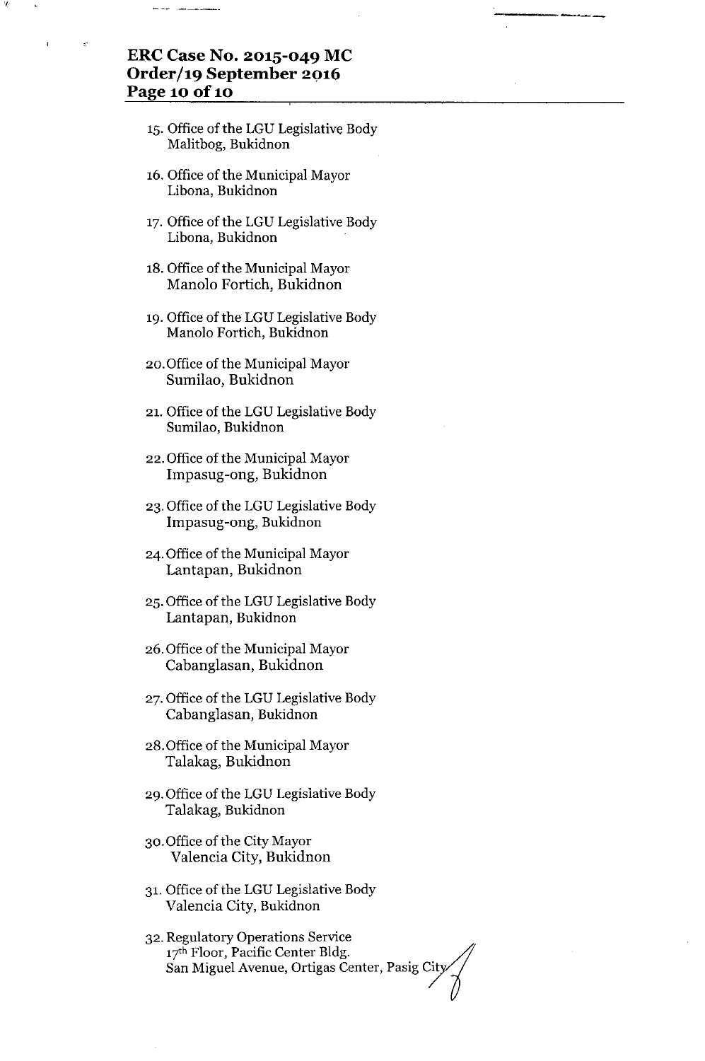15. Office of the LGU Legislative Body
    Malitbog, Bukidnon

16. Office of the Municipal Mayor
    Libona, Bukidnon

17. Office of the LGU Legislative Body
    Libona, Bukidnon

18. Office of the Municipal Mayor
    Manolo Fortich, Bukidnon

19. Office of the LGU Legislative Body
    Manolo Fortich, Bukidnon

20. Office of the Municipal Mayor
    Sumilao, Bukidnon

21. Office of the LGU Legislative Body
    Sumilao, Bukidnon

22. Office of the Municipal Mayor
    Impasug-ong, Bukidnon

23. Office of the LGU Legislative Body
    Impasug-ong, Bukidnon

24. Office of the Municipal Mayor
    Lantapan, Bukidnon

25. Office of the LGU Legislative Body
    Lantapan, Bukidnon

26. Office of the Municipal Mayor
    Cabanglasan, Bukidnon

27. Office of the LGU Legislative Body
    Cabanglasan, Bukidnon

28. Office of the Municipal Mayor
    Talakag, Bukidnon

29. Office of the LGU Legislative Body
    Talakag, Bukidnon

30. Office of the City Mayor
    Valencia City, Bukidnon

31. Office of the LGU Legislative Body
    Valencia City, Bukidnon

32. Regulatory Operations Service
    17th Floor, Pacific Center Bldg.
    San Miguel Avenue, Ortigas Center, Pasig City